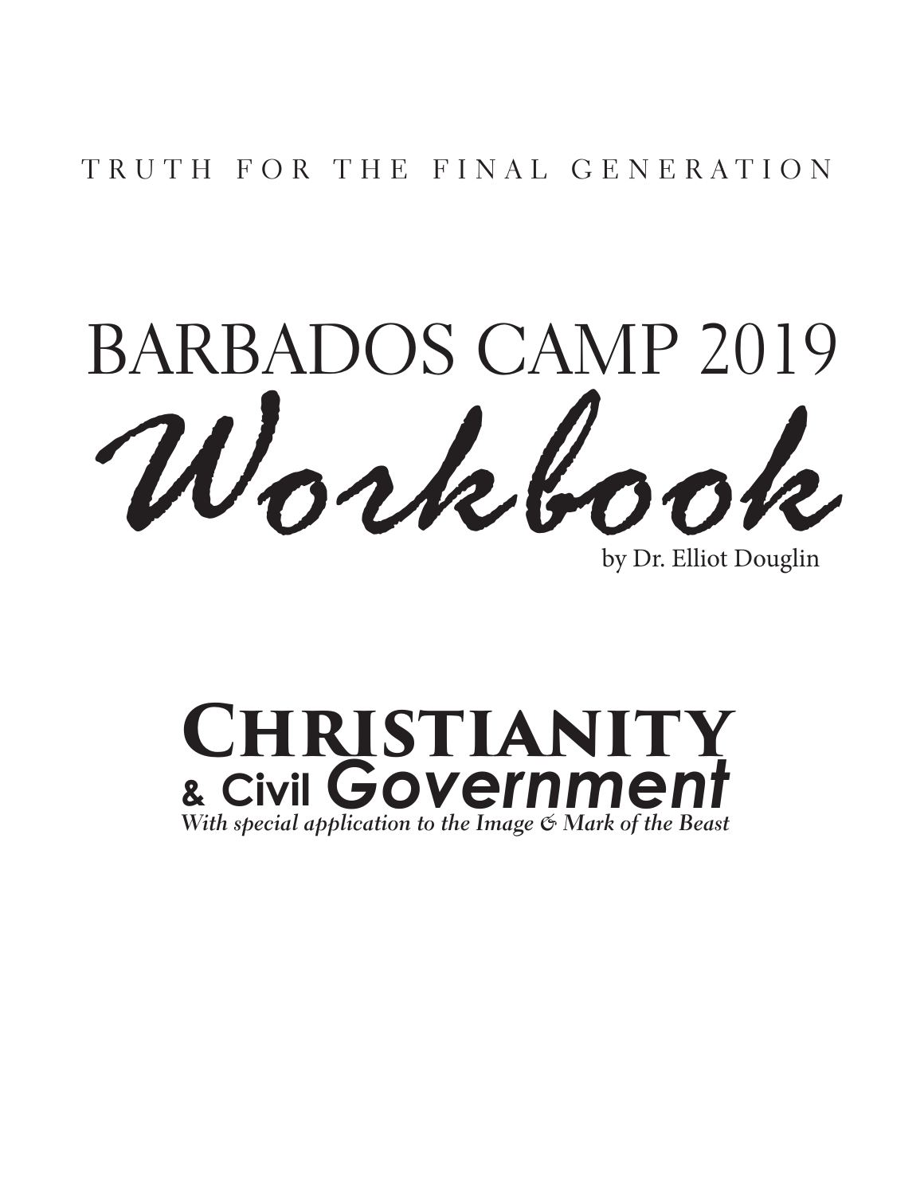TRUTH FOR THE FINAL GENERATION

# BARBADOS CAMP 2019 Workbook

by Dr. Elliot Douglin

## Christianity & Civil Government

*With special application to the Image & Mark of the Beast*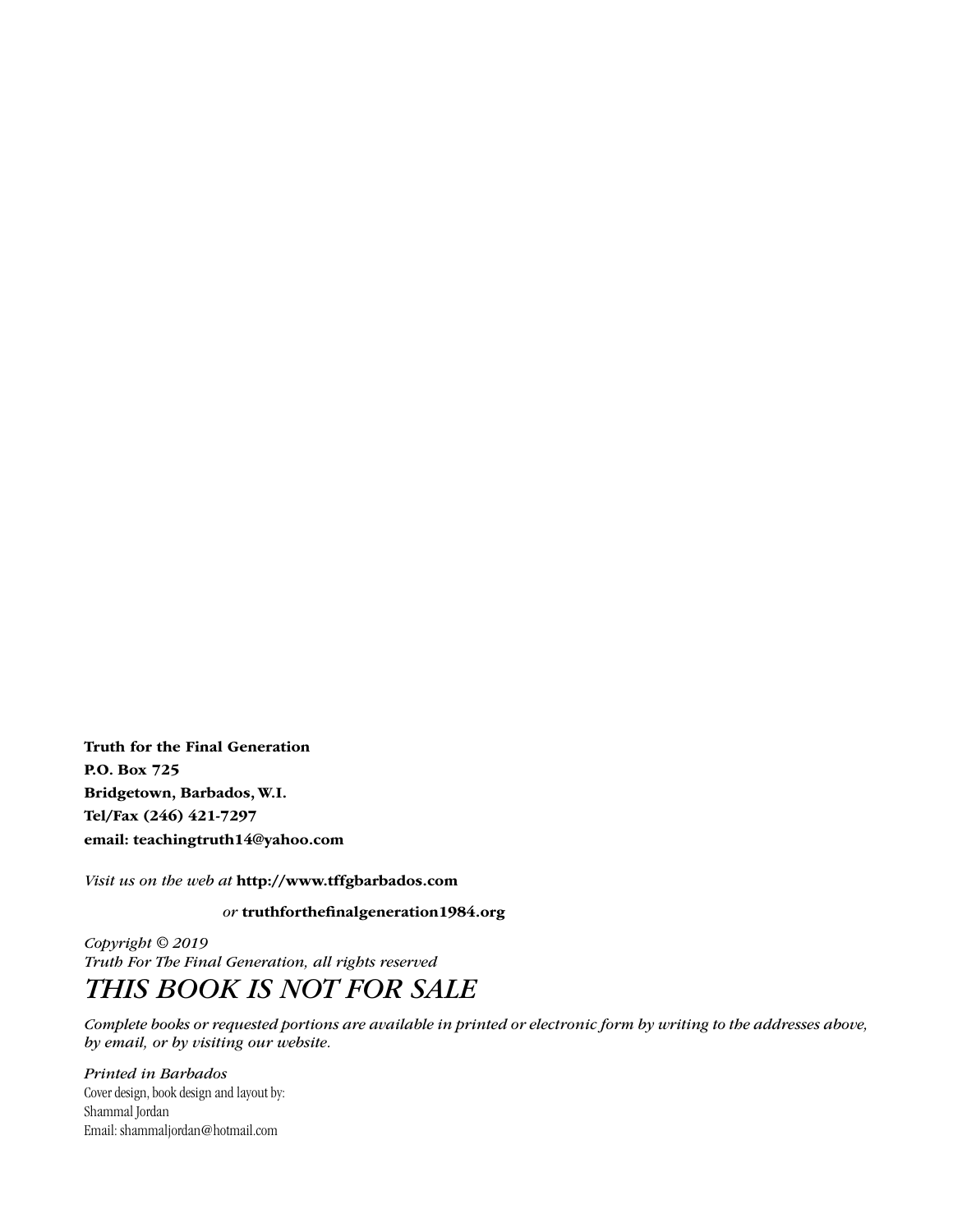**Truth for the Final Generation**
**P.O. Box 725**
**Bridgetown, Barbados, W.I.**
**Tel/Fax (246) 421-7297**
**email: teachingtruth14@yahoo.com**

*Visit us on the web at* **http://www.tffgbarbados.com**

*or* **truthforthefinalgeneration1984.org**

*Copyright © 2019*
*Truth For The Final Generation, all rights reserved*

*THIS BOOK IS NOT FOR SALE*

*Complete books or requested portions are available in printed or electronic form by writing to the addresses above, by email, or by visiting our website.*

*Printed in Barbados*
Cover design, book design and layout by:
Shammal Jordan
Email: shammaljordan@hotmail.com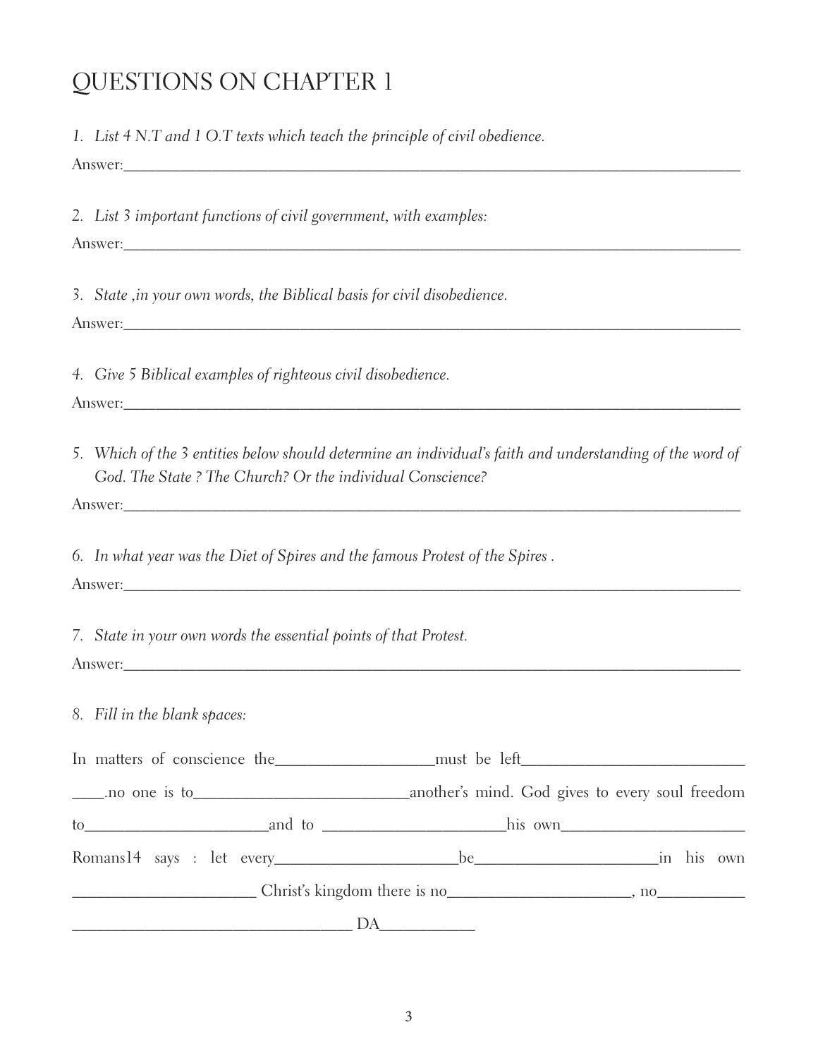# QUESTIONS ON CHAPTER 1

1. *List 4 N.T and 1 O.T texts which teach the principle of civil obedience.*

Answer:_______________________________________________________________________________

2. *List 3 important functions of civil government, with examples:*

Answer:_______________________________________________________________________________

3. *State ,in your own words, the Biblical basis for civil disobedience.*

Answer:_______________________________________________________________________________

4. *Give 5 Biblical examples of righteous civil disobedience.*

Answer:_______________________________________________________________________________

5. *Which of the 3 entities below should determine an individual's faith and understanding of the word of God. The State ? The Church? Or the individual Conscience?*

Answer:_______________________________________________________________________________

6. *In what year was the Diet of Spires and the famous Protest of the Spires .*

Answer:_______________________________________________________________________________

7. *State in your own words the essential points of that Protest.*

Answer:_______________________________________________________________________________

8. *Fill in the blank spaces:*

In matters of conscience the__________________must be left_________________________ ____.no one is to_________________________another's mind. God gives to every soul freedom to_____________________and to _____________________his own_____________________ Romans14 says : let every_____________________be_____________________in his own _____________________ Christ's kingdom there is no_____________________, no__________ _________________________________ DA___________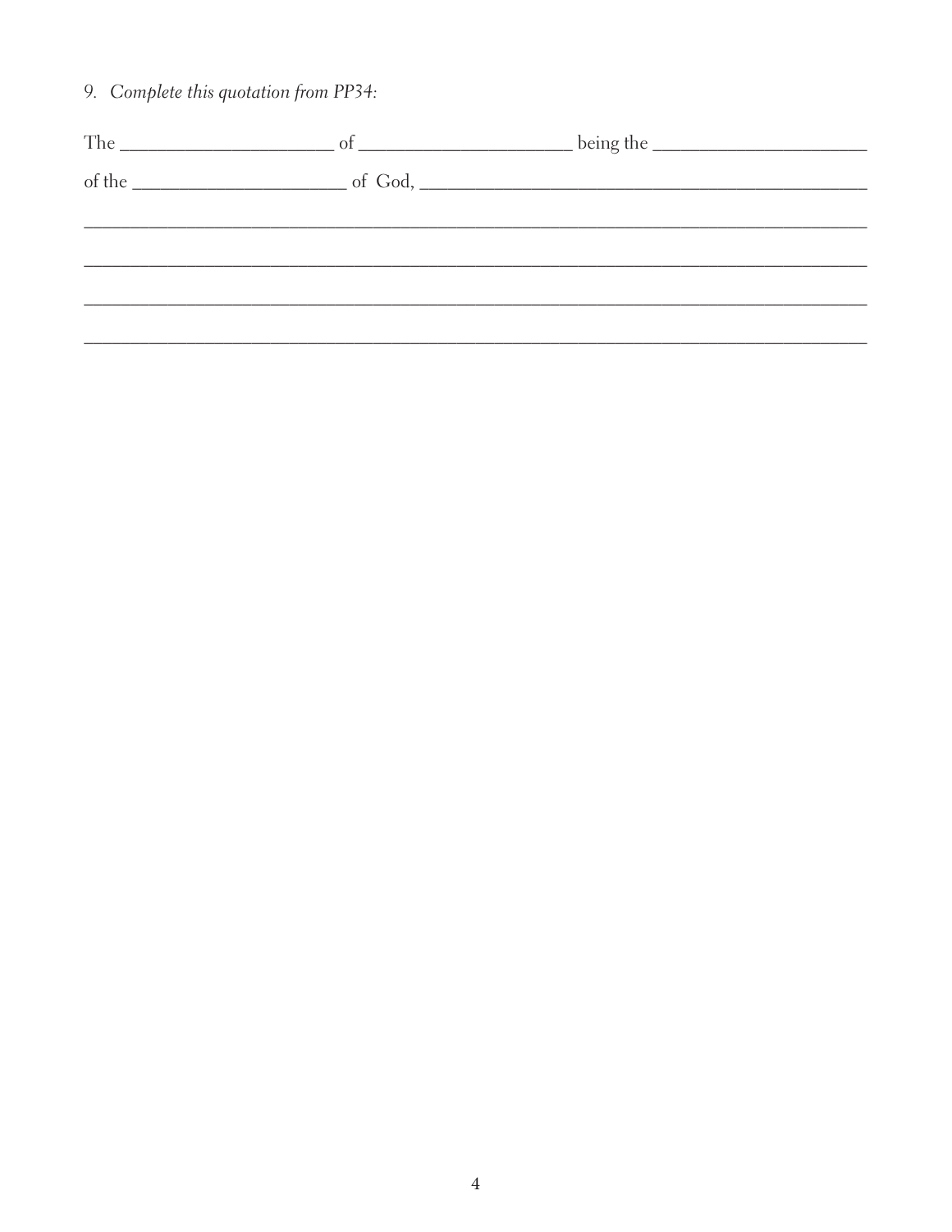9. *Complete this quotation from PP34:*

The ____________________ of ____________________ being the ____________________

of the ____________________ of God, ________________________________________

______________________________________________________________________

______________________________________________________________________

______________________________________________________________________

______________________________________________________________________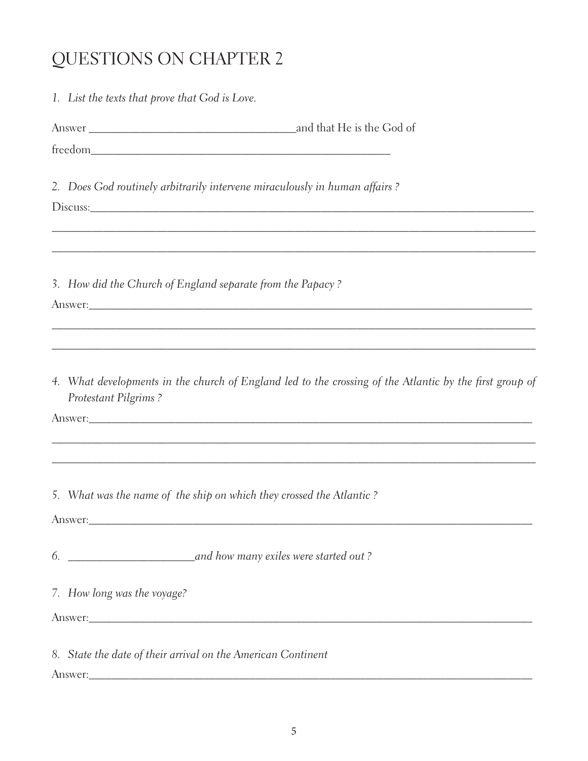# QUESTIONS ON CHAPTER 2

1. *List the texts that prove that God is Love.*

Answer ________________________________and that He is the God of

freedom_____________________________________________

2. *Does God routinely arbitrarily intervene miraculously in human affairs ?*

Discuss:__________________________________________________________________

__________________________________________________________________________

__________________________________________________________________________

3. *How did the Church of England separate from the Papacy ?*

Answer:___________________________________________________________________

__________________________________________________________________________

__________________________________________________________________________

4. *What developments in the church of England led to the crossing of the Atlantic by the first group of Protestant Pilgrims ?*

Answer:___________________________________________________________________

__________________________________________________________________________

__________________________________________________________________________

5. *What was the name of the ship on which they crossed the Atlantic ?*

Answer:___________________________________________________________________

6. ____________________*and how many exiles were started out ?*

7. *How long was the voyage?*

Answer:___________________________________________________________________

8. *State the date of their arrival on the American Continent*

Answer:___________________________________________________________________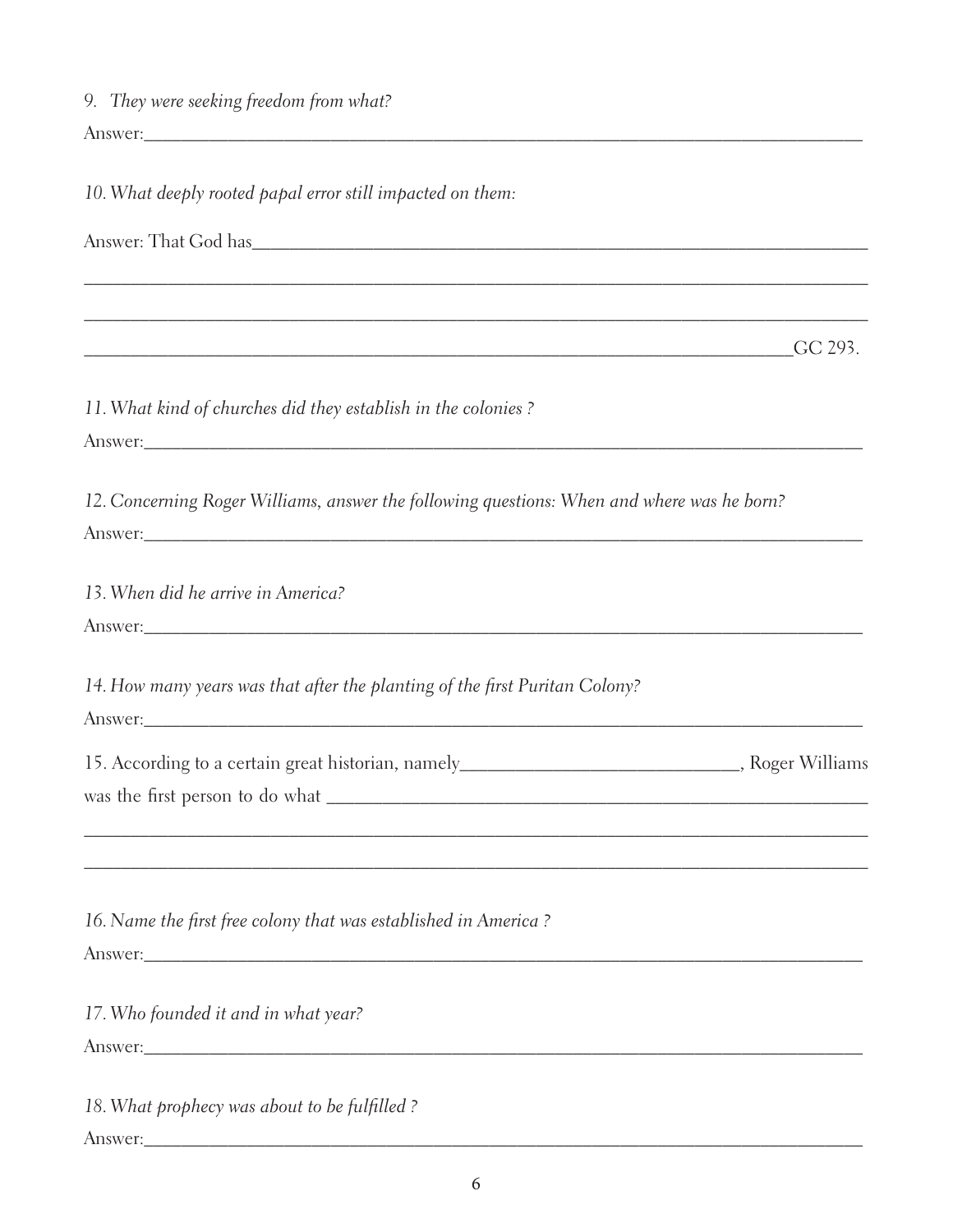*9. They were seeking freedom from what?*

Answer:\_\_\_\_\_\_\_\_\_\_\_\_\_\_\_\_\_\_\_\_\_\_\_\_\_\_\_\_\_\_\_\_\_\_\_\_\_\_\_\_\_\_\_\_\_\_\_\_\_\_\_\_\_\_\_\_\_\_\_\_

*10. What deeply rooted papal error still impacted on them:*

Answer: That God has\_\_\_\_\_\_\_\_\_\_\_\_\_\_\_\_\_\_\_\_\_\_\_\_\_\_\_\_\_\_\_\_\_\_\_\_\_\_\_\_\_\_\_\_\_\_\_\_\_\_\_\_\_\_

\_\_\_\_\_\_\_\_\_\_\_\_\_\_\_\_\_\_\_\_\_\_\_\_\_\_\_\_\_\_\_\_\_\_\_\_\_\_\_\_\_\_\_\_\_\_\_\_\_\_\_\_\_\_\_\_\_\_\_\_\_\_\_\_\_\_\_\_

\_\_\_\_\_\_\_\_\_\_\_\_\_\_\_\_\_\_\_\_\_\_\_\_\_\_\_\_\_\_\_\_\_\_\_\_\_\_\_\_\_\_\_\_\_\_\_\_\_\_\_\_\_\_\_\_\_\_\_\_\_\_\_\_\_\_\_\_

\_\_\_\_\_\_\_\_\_\_\_\_\_\_\_\_\_\_\_\_\_\_\_\_\_\_\_\_\_\_\_\_\_\_\_\_\_\_\_\_\_\_\_\_\_\_\_\_\_\_\_\_\_\_\_\_\_\_\_\_\_\_\_\_GC 293.

*11. What kind of churches did they establish in the colonies ?*

Answer:\_\_\_\_\_\_\_\_\_\_\_\_\_\_\_\_\_\_\_\_\_\_\_\_\_\_\_\_\_\_\_\_\_\_\_\_\_\_\_\_\_\_\_\_\_\_\_\_\_\_\_\_\_\_\_\_\_\_\_\_

*12. Concerning Roger Williams, answer the following questions: When and where was he born?*

Answer:\_\_\_\_\_\_\_\_\_\_\_\_\_\_\_\_\_\_\_\_\_\_\_\_\_\_\_\_\_\_\_\_\_\_\_\_\_\_\_\_\_\_\_\_\_\_\_\_\_\_\_\_\_\_\_\_\_\_\_\_

*13. When did he arrive in America?*

Answer:\_\_\_\_\_\_\_\_\_\_\_\_\_\_\_\_\_\_\_\_\_\_\_\_\_\_\_\_\_\_\_\_\_\_\_\_\_\_\_\_\_\_\_\_\_\_\_\_\_\_\_\_\_\_\_\_\_\_\_\_

*14. How many years was that after the planting of the first Puritan Colony?*

Answer:\_\_\_\_\_\_\_\_\_\_\_\_\_\_\_\_\_\_\_\_\_\_\_\_\_\_\_\_\_\_\_\_\_\_\_\_\_\_\_\_\_\_\_\_\_\_\_\_\_\_\_\_\_\_\_\_\_\_\_\_

15. According to a certain great historian, namely\_\_\_\_\_\_\_\_\_\_\_\_\_\_\_\_\_\_\_\_\_\_\_\_\_, Roger Williams was the first person to do what \_\_\_\_\_\_\_\_\_\_\_\_\_\_\_\_\_\_\_\_\_\_\_\_\_\_\_\_\_\_\_\_\_\_\_\_\_\_\_\_\_\_\_\_\_\_\_\_\_\_

\_\_\_\_\_\_\_\_\_\_\_\_\_\_\_\_\_\_\_\_\_\_\_\_\_\_\_\_\_\_\_\_\_\_\_\_\_\_\_\_\_\_\_\_\_\_\_\_\_\_\_\_\_\_\_\_\_\_\_\_\_\_\_\_\_\_\_\_

\_\_\_\_\_\_\_\_\_\_\_\_\_\_\_\_\_\_\_\_\_\_\_\_\_\_\_\_\_\_\_\_\_\_\_\_\_\_\_\_\_\_\_\_\_\_\_\_\_\_\_\_\_\_\_\_\_\_\_\_\_\_\_\_\_\_\_\_

*16. Name the first free colony that was established in America ?*

Answer:\_\_\_\_\_\_\_\_\_\_\_\_\_\_\_\_\_\_\_\_\_\_\_\_\_\_\_\_\_\_\_\_\_\_\_\_\_\_\_\_\_\_\_\_\_\_\_\_\_\_\_\_\_\_\_\_\_\_\_\_

*17. Who founded it and in what year?*

Answer:\_\_\_\_\_\_\_\_\_\_\_\_\_\_\_\_\_\_\_\_\_\_\_\_\_\_\_\_\_\_\_\_\_\_\_\_\_\_\_\_\_\_\_\_\_\_\_\_\_\_\_\_\_\_\_\_\_\_\_\_

*18. What prophecy was about to be fulfilled ?*

Answer:\_\_\_\_\_\_\_\_\_\_\_\_\_\_\_\_\_\_\_\_\_\_\_\_\_\_\_\_\_\_\_\_\_\_\_\_\_\_\_\_\_\_\_\_\_\_\_\_\_\_\_\_\_\_\_\_\_\_\_\_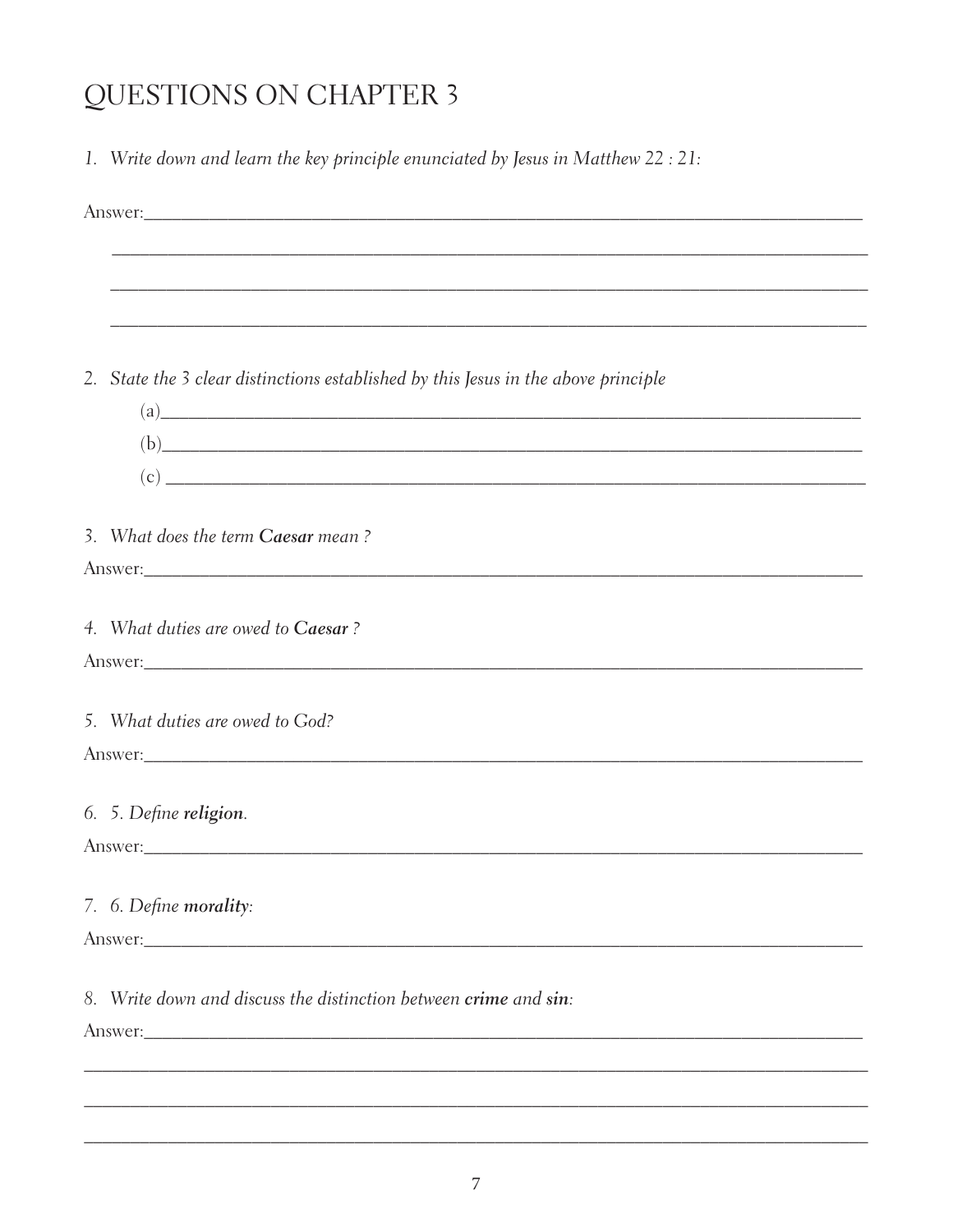# QUESTIONS ON CHAPTER 3

1. *Write down and learn the key principle enunciated by Jesus in Matthew 22 : 21:*

Answer:_______________________________________________________________________________

_______________________________________________________________________________

_______________________________________________________________________________

_______________________________________________________________________________

2. *State the 3 clear distinctions established by this Jesus in the above principle*

   (a)_______________________________________________________________________________

   (b)_______________________________________________________________________________

   (c) _______________________________________________________________________________

3. *What does the term* ***Caesar*** *mean ?*

Answer:_______________________________________________________________________________

4. *What duties are owed to* ***Caesar*** *?*

Answer:_______________________________________________________________________________

5. *What duties are owed to God?*

Answer:_______________________________________________________________________________

6. *5. Define* ***religion****.*

Answer:_______________________________________________________________________________

7. *6. Define* ***morality****:*

Answer:_______________________________________________________________________________

8. *Write down and discuss the distinction between* ***crime*** *and* ***sin****:*

Answer:_______________________________________________________________________________

_______________________________________________________________________________

_______________________________________________________________________________

_______________________________________________________________________________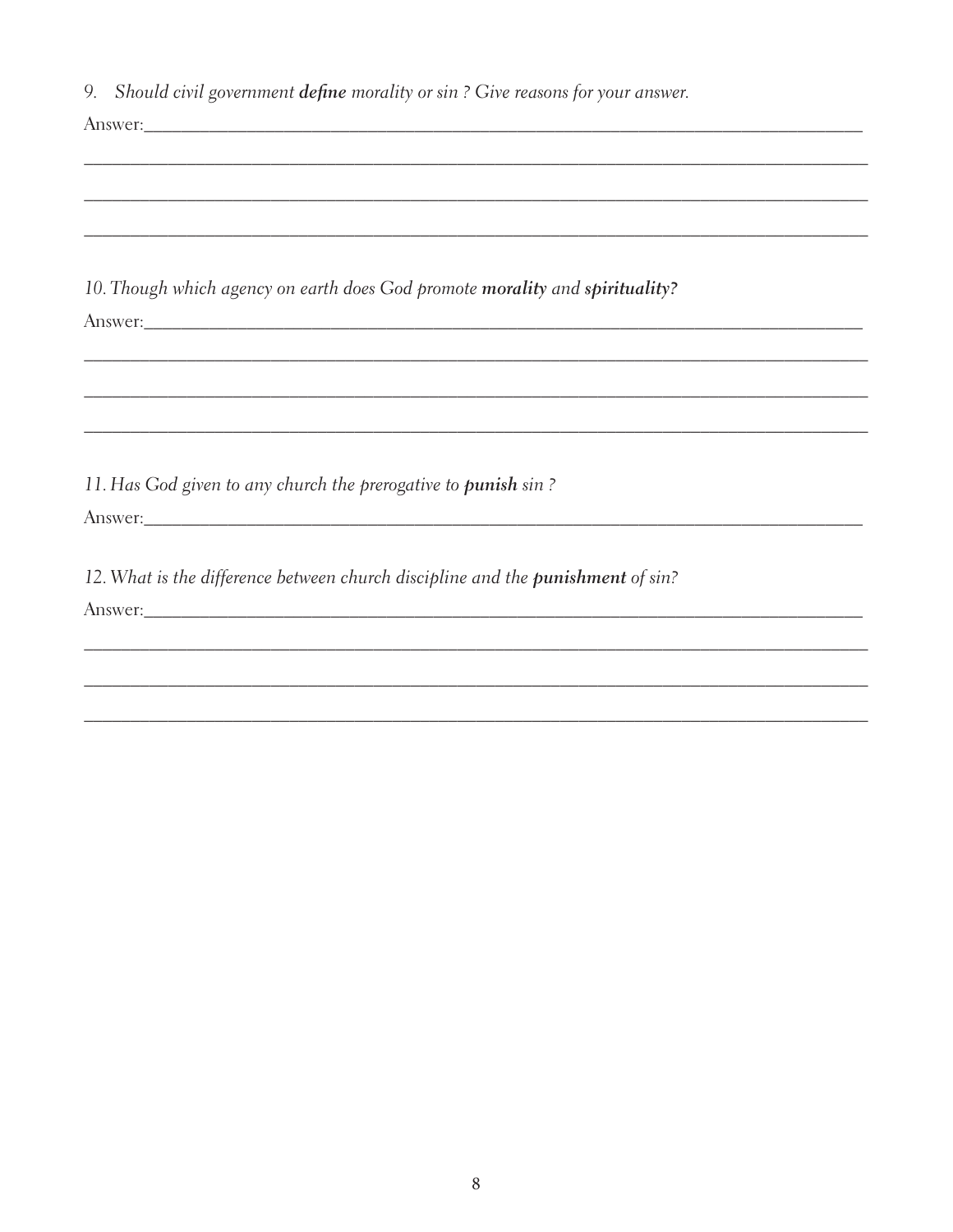9. *Should civil government **define** morality or sin ? Give reasons for your answer.*

Answer:_______________________________________________________________________________

_____________________________________________________________________________________

_____________________________________________________________________________________

_____________________________________________________________________________________

10. *Though which agency on earth does God promote **morality** and **spirituality?***

Answer:_______________________________________________________________________________

_____________________________________________________________________________________

_____________________________________________________________________________________

_____________________________________________________________________________________

11. *Has God given to any church the prerogative to **punish** sin ?*

Answer:_______________________________________________________________________________

12. *What is the difference between church discipline and the **punishment** of sin?*

Answer:_______________________________________________________________________________

_____________________________________________________________________________________

_____________________________________________________________________________________

_____________________________________________________________________________________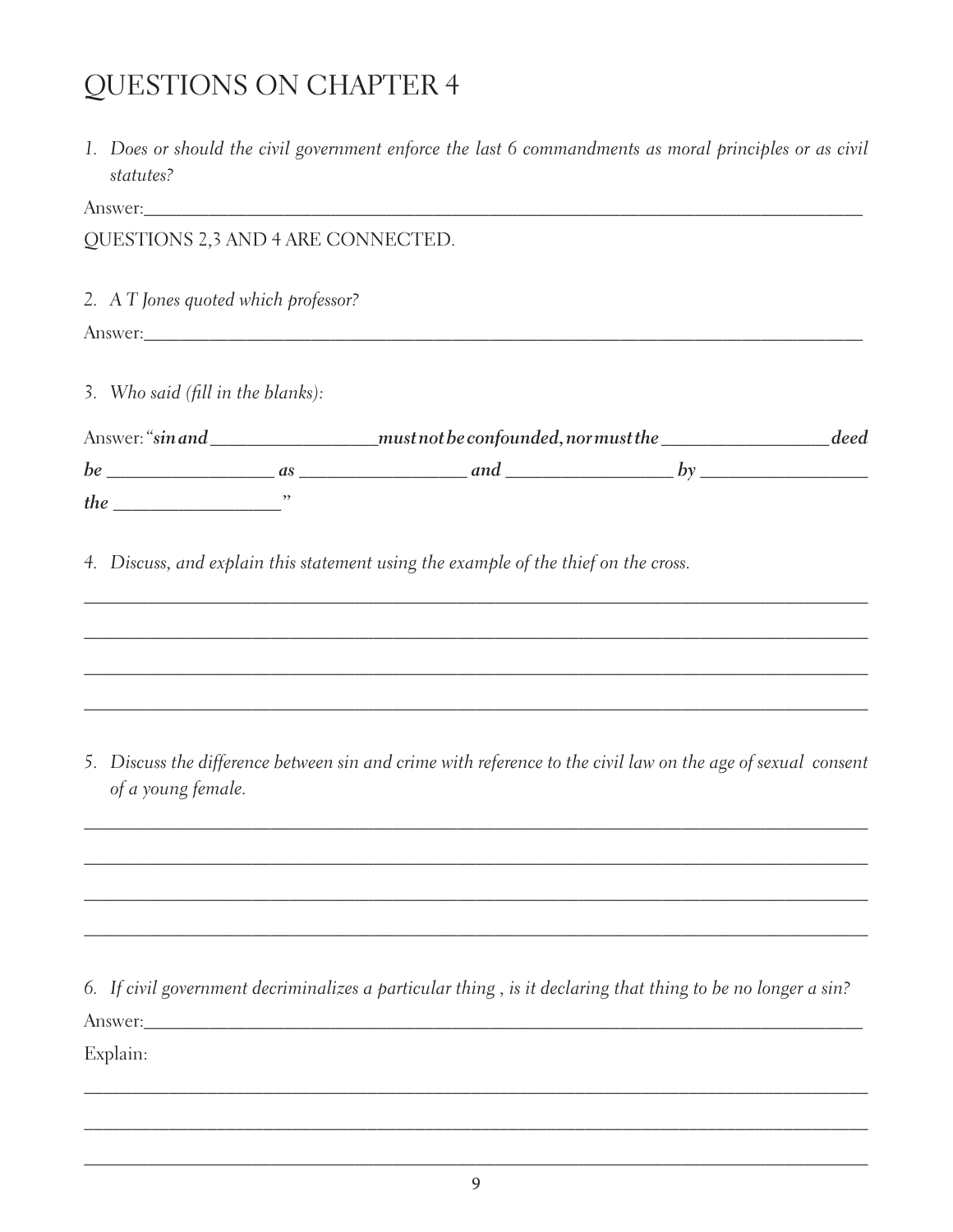# QUESTIONS ON CHAPTER 4

1. *Does or should the civil government enforce the last 6 commandments as moral principles or as civil statutes?*

Answer:______________________________________________________________________________

QUESTIONS 2,3 AND 4 ARE CONNECTED.

2. *A T Jones quoted which professor?*

Answer:______________________________________________________________________________

3. *Who said (fill in the blanks):*

Answer: ***"sin and _______________ must not be confounded, nor must the _______________ deed be _______________ as _______________ and _______________ by _______________ the _______________"***

4. *Discuss, and explain this statement using the example of the thief on the cross.*

______________________________________________________________________________

______________________________________________________________________________

______________________________________________________________________________

______________________________________________________________________________

5. *Discuss the difference between sin and crime with reference to the civil law on the age of sexual consent of a young female.*

______________________________________________________________________________

______________________________________________________________________________

______________________________________________________________________________

______________________________________________________________________________

6. *If civil government decriminalizes a particular thing , is it declaring that thing to be no longer a sin?*

Answer:______________________________________________________________________________

Explain:

______________________________________________________________________________

______________________________________________________________________________

______________________________________________________________________________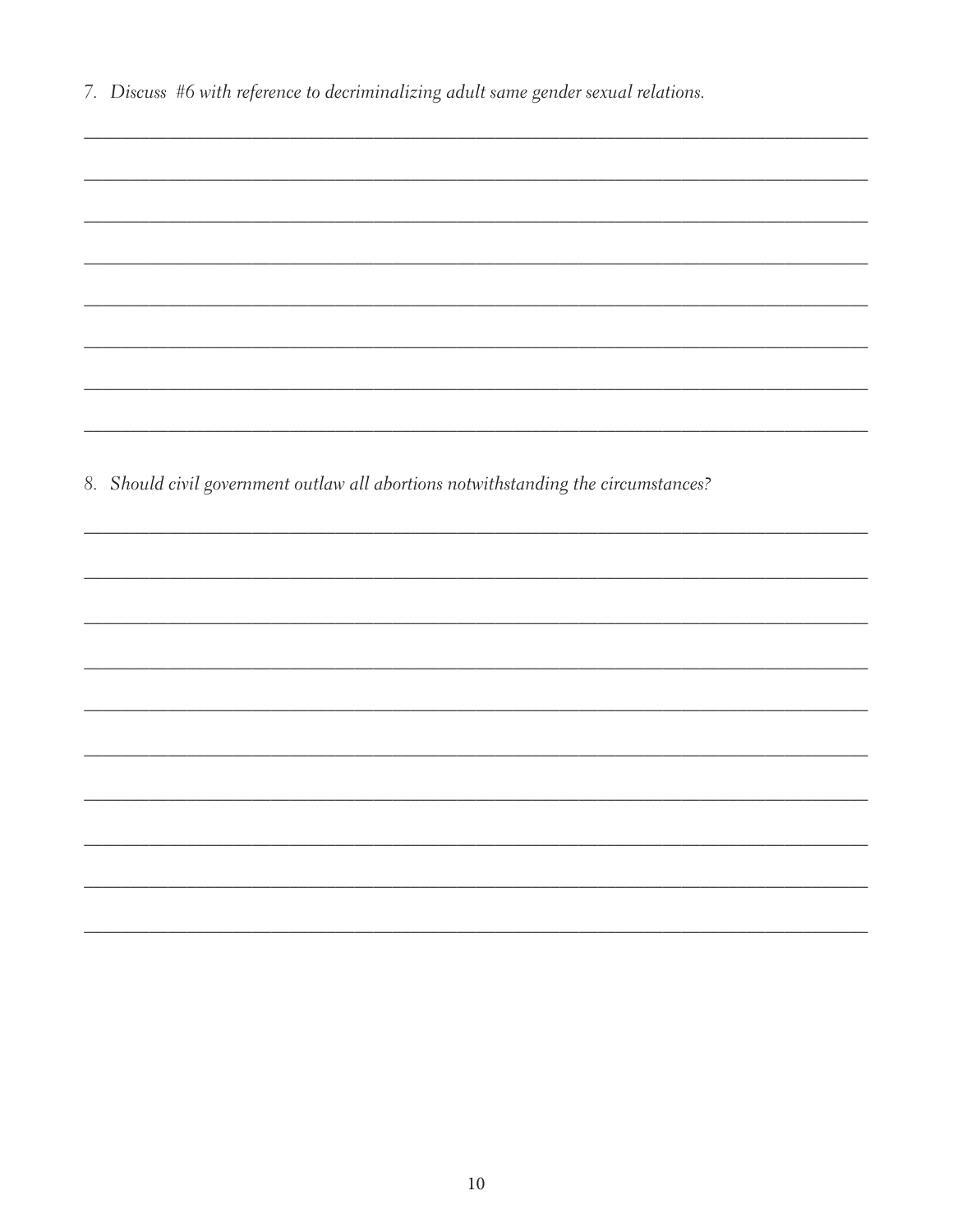7. *Discuss #6 with reference to decriminalizing adult same gender sexual relations.*

8. *Should civil government outlaw all abortions notwithstanding the circumstances?*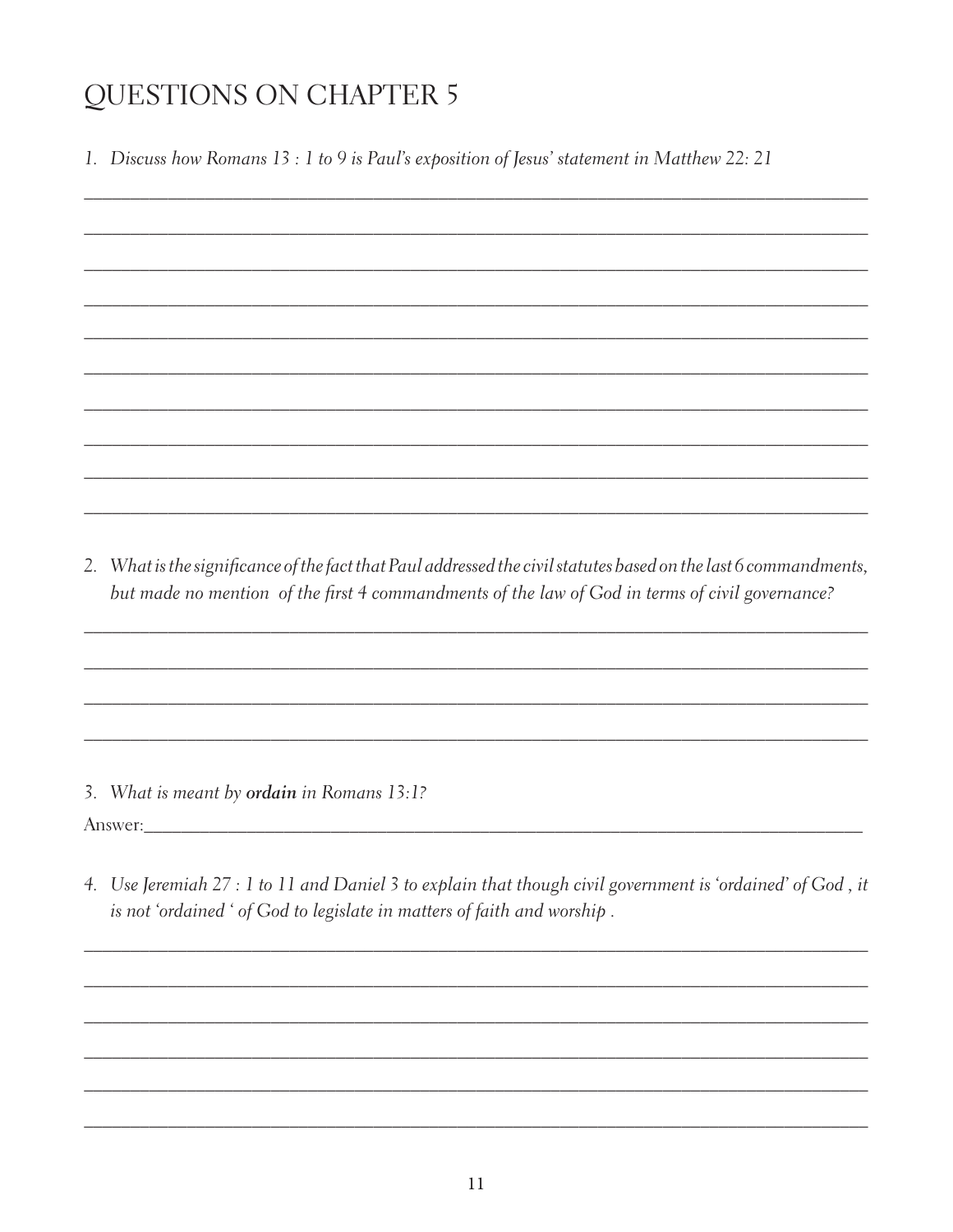# QUESTIONS ON CHAPTER 5

1. *Discuss how Romans 13 : 1 to 9 is Paul's exposition of Jesus' statement in Matthew 22: 21*

_______________________________________________________________________________

_______________________________________________________________________________

_______________________________________________________________________________

_______________________________________________________________________________

_______________________________________________________________________________

_______________________________________________________________________________

_______________________________________________________________________________

_______________________________________________________________________________

_______________________________________________________________________________

_______________________________________________________________________________

2. *What is the significance of the fact that Paul addressed the civil statutes based on the last 6 commandments, but made no mention of the first 4 commandments of the law of God in terms of civil governance?*

_______________________________________________________________________________

_______________________________________________________________________________

_______________________________________________________________________________

_______________________________________________________________________________

3. *What is meant by* ***ordain*** *in Romans 13:1?*

Answer:_______________________________________________________________________

4. *Use Jeremiah 27 : 1 to 11 and Daniel 3 to explain that though civil government is 'ordained' of God , it is not 'ordained ' of God to legislate in matters of faith and worship .*

_______________________________________________________________________________

_______________________________________________________________________________

_______________________________________________________________________________

_______________________________________________________________________________

_______________________________________________________________________________

_______________________________________________________________________________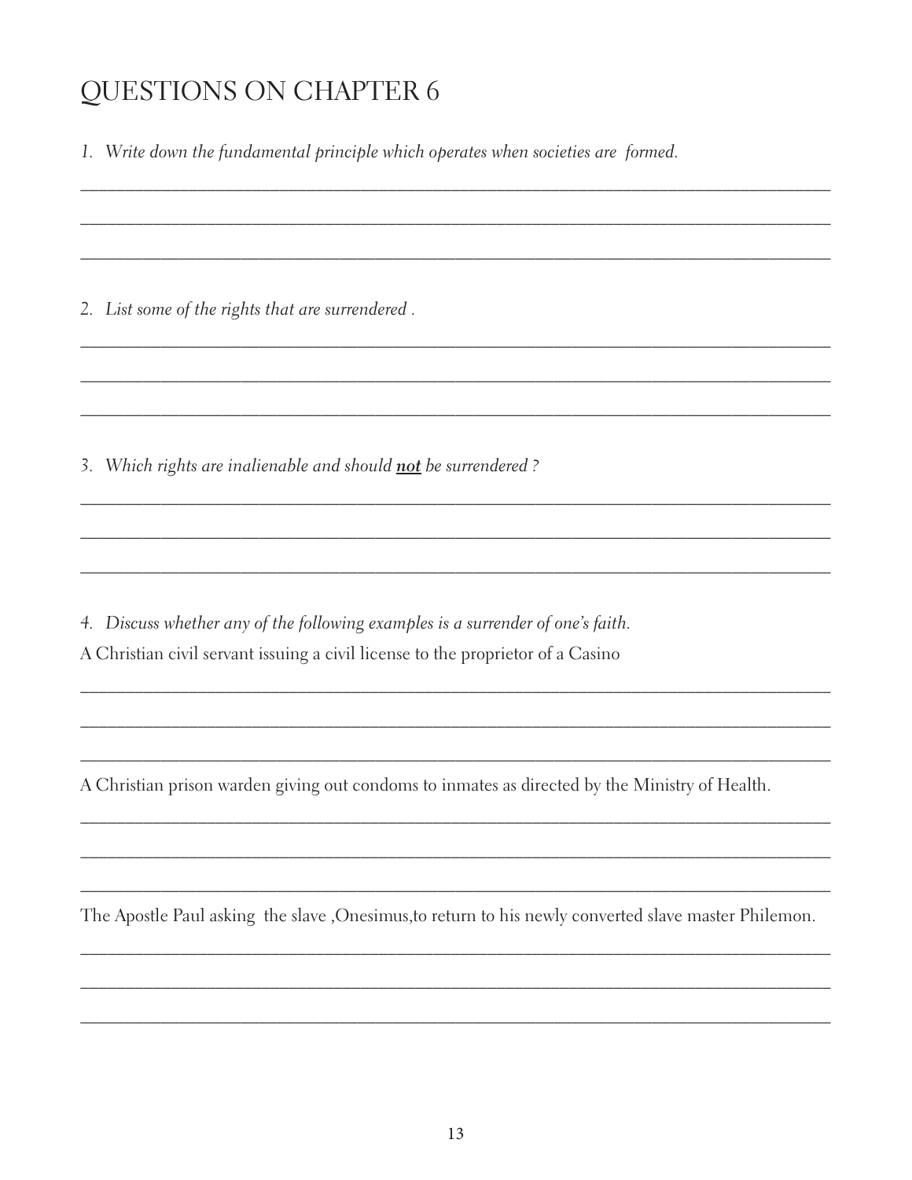# QUESTIONS ON CHAPTER 6

1. *Write down the fundamental principle which operates when societies are formed.*

_______________________________________________________________________________

_______________________________________________________________________________

_______________________________________________________________________________

2. *List some of the rights that are surrendered .*

_______________________________________________________________________________

_______________________________________________________________________________

_______________________________________________________________________________

3. *Which rights are inalienable and should* ***not*** *be surrendered ?*

_______________________________________________________________________________

_______________________________________________________________________________

_______________________________________________________________________________

4. *Discuss whether any of the following examples is a surrender of one's faith.*

A Christian civil servant issuing a civil license to the proprietor of a Casino

_______________________________________________________________________________

_______________________________________________________________________________

_______________________________________________________________________________

A Christian prison warden giving out condoms to inmates as directed by the Ministry of Health.

_______________________________________________________________________________

_______________________________________________________________________________

_______________________________________________________________________________

The Apostle Paul asking the slave ,Onesimus,to return to his newly converted slave master Philemon.

_______________________________________________________________________________

_______________________________________________________________________________

_______________________________________________________________________________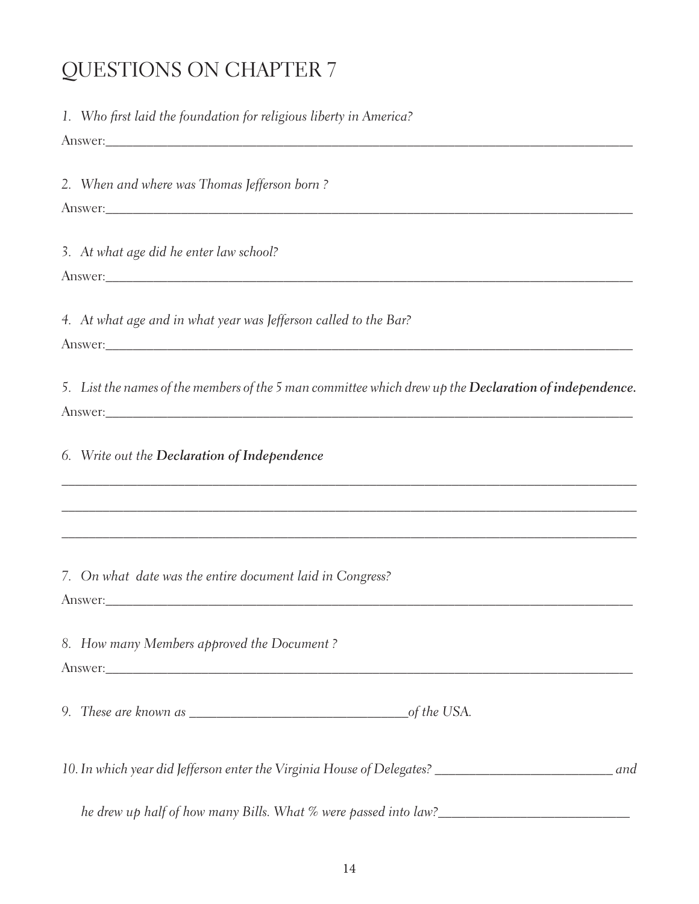# QUESTIONS ON CHAPTER 7

1. *Who first laid the foundation for religious liberty in America?*

Answer:_______________________________________________________________________________

2. *When and where was Thomas Jefferson born ?*

Answer:_______________________________________________________________________________

3. *At what age did he enter law school?*

Answer:_______________________________________________________________________________

4. *At what age and in what year was Jefferson called to the Bar?*

Answer:_______________________________________________________________________________

5. *List the names of the members of the 5 man committee which drew up the* ***Declaration of independence.***

Answer:_______________________________________________________________________________

6. *Write out the* ***Declaration of Independence***

_______________________________________________________________________________________

_______________________________________________________________________________________

_______________________________________________________________________________________

7. *On what date was the entire document laid in Congress?*

Answer:_______________________________________________________________________________

8. *How many Members approved the Document ?*

Answer:_______________________________________________________________________________

9. *These are known as* ________________________________*of the USA.*

10. *In which year did Jefferson enter the Virginia House of Delegates?* ________________________ *and he drew up half of how many Bills. What % were passed into law?*_________________________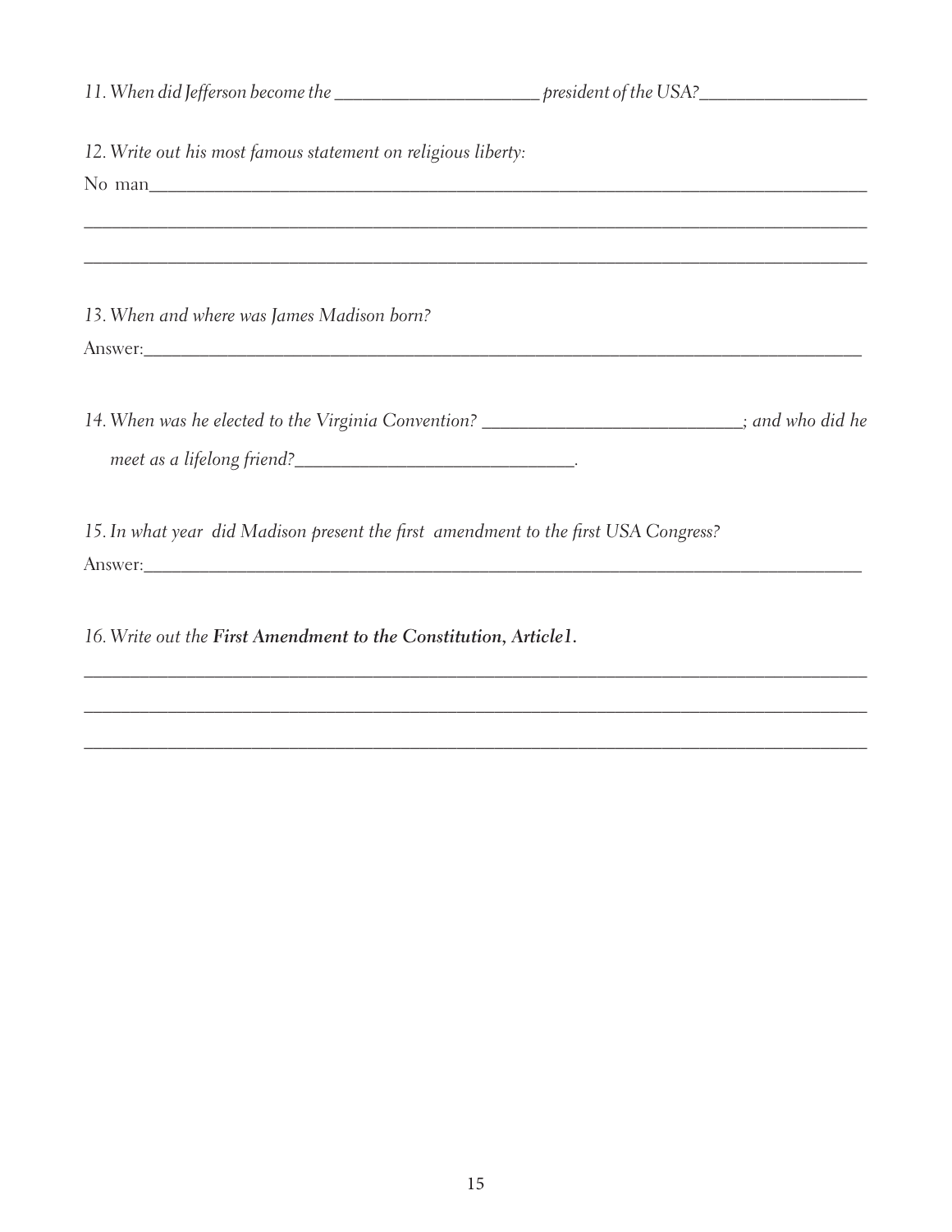*11. When did Jefferson become the \_\_\_\_\_\_\_\_\_\_\_\_\_\_\_\_\_\_\_\_\_\_ president of the USA?\_\_\_\_\_\_\_\_\_\_\_\_\_\_\_\_\_\_*

*12. Write out his most famous statement on religious liberty:*

No man\_\_\_\_\_\_\_\_\_\_\_\_\_\_\_\_\_\_\_\_\_\_\_\_\_\_\_\_\_\_\_\_\_\_\_\_\_\_\_\_\_\_\_\_\_\_\_\_\_\_\_\_\_\_\_\_\_\_\_\_\_\_\_\_\_\_\_\_\_\_\_\_\_\_\_\_\_

\_\_\_\_\_\_\_\_\_\_\_\_\_\_\_\_\_\_\_\_\_\_\_\_\_\_\_\_\_\_\_\_\_\_\_\_\_\_\_\_\_\_\_\_\_\_\_\_\_\_\_\_\_\_\_\_\_\_\_\_\_\_\_\_\_\_\_\_\_\_\_\_\_\_\_\_\_\_\_\_\_\_\_

\_\_\_\_\_\_\_\_\_\_\_\_\_\_\_\_\_\_\_\_\_\_\_\_\_\_\_\_\_\_\_\_\_\_\_\_\_\_\_\_\_\_\_\_\_\_\_\_\_\_\_\_\_\_\_\_\_\_\_\_\_\_\_\_\_\_\_\_\_\_\_\_\_\_\_\_\_\_\_\_\_\_\_

*13. When and where was James Madison born?*

Answer:\_\_\_\_\_\_\_\_\_\_\_\_\_\_\_\_\_\_\_\_\_\_\_\_\_\_\_\_\_\_\_\_\_\_\_\_\_\_\_\_\_\_\_\_\_\_\_\_\_\_\_\_\_\_\_\_\_\_\_\_\_\_\_\_\_\_\_\_\_\_\_\_\_\_\_

*14. When was he elected to the Virginia Convention? \_\_\_\_\_\_\_\_\_\_\_\_\_\_\_\_\_\_\_\_\_\_\_\_\_\_\_\_; and who did he meet as a lifelong friend?\_\_\_\_\_\_\_\_\_\_\_\_\_\_\_\_\_\_\_\_\_\_\_\_\_\_\_\_\_\_.*

*15. In what year did Madison present the first amendment to the first USA Congress?*

Answer:\_\_\_\_\_\_\_\_\_\_\_\_\_\_\_\_\_\_\_\_\_\_\_\_\_\_\_\_\_\_\_\_\_\_\_\_\_\_\_\_\_\_\_\_\_\_\_\_\_\_\_\_\_\_\_\_\_\_\_\_\_\_\_\_\_\_\_\_\_\_\_\_\_\_\_

*16. Write out the* ***First Amendment to the Constitution, Article1.***

\_\_\_\_\_\_\_\_\_\_\_\_\_\_\_\_\_\_\_\_\_\_\_\_\_\_\_\_\_\_\_\_\_\_\_\_\_\_\_\_\_\_\_\_\_\_\_\_\_\_\_\_\_\_\_\_\_\_\_\_\_\_\_\_\_\_\_\_\_\_\_\_\_\_\_\_\_\_\_\_\_\_\_

\_\_\_\_\_\_\_\_\_\_\_\_\_\_\_\_\_\_\_\_\_\_\_\_\_\_\_\_\_\_\_\_\_\_\_\_\_\_\_\_\_\_\_\_\_\_\_\_\_\_\_\_\_\_\_\_\_\_\_\_\_\_\_\_\_\_\_\_\_\_\_\_\_\_\_\_\_\_\_\_\_\_\_

\_\_\_\_\_\_\_\_\_\_\_\_\_\_\_\_\_\_\_\_\_\_\_\_\_\_\_\_\_\_\_\_\_\_\_\_\_\_\_\_\_\_\_\_\_\_\_\_\_\_\_\_\_\_\_\_\_\_\_\_\_\_\_\_\_\_\_\_\_\_\_\_\_\_\_\_\_\_\_\_\_\_\_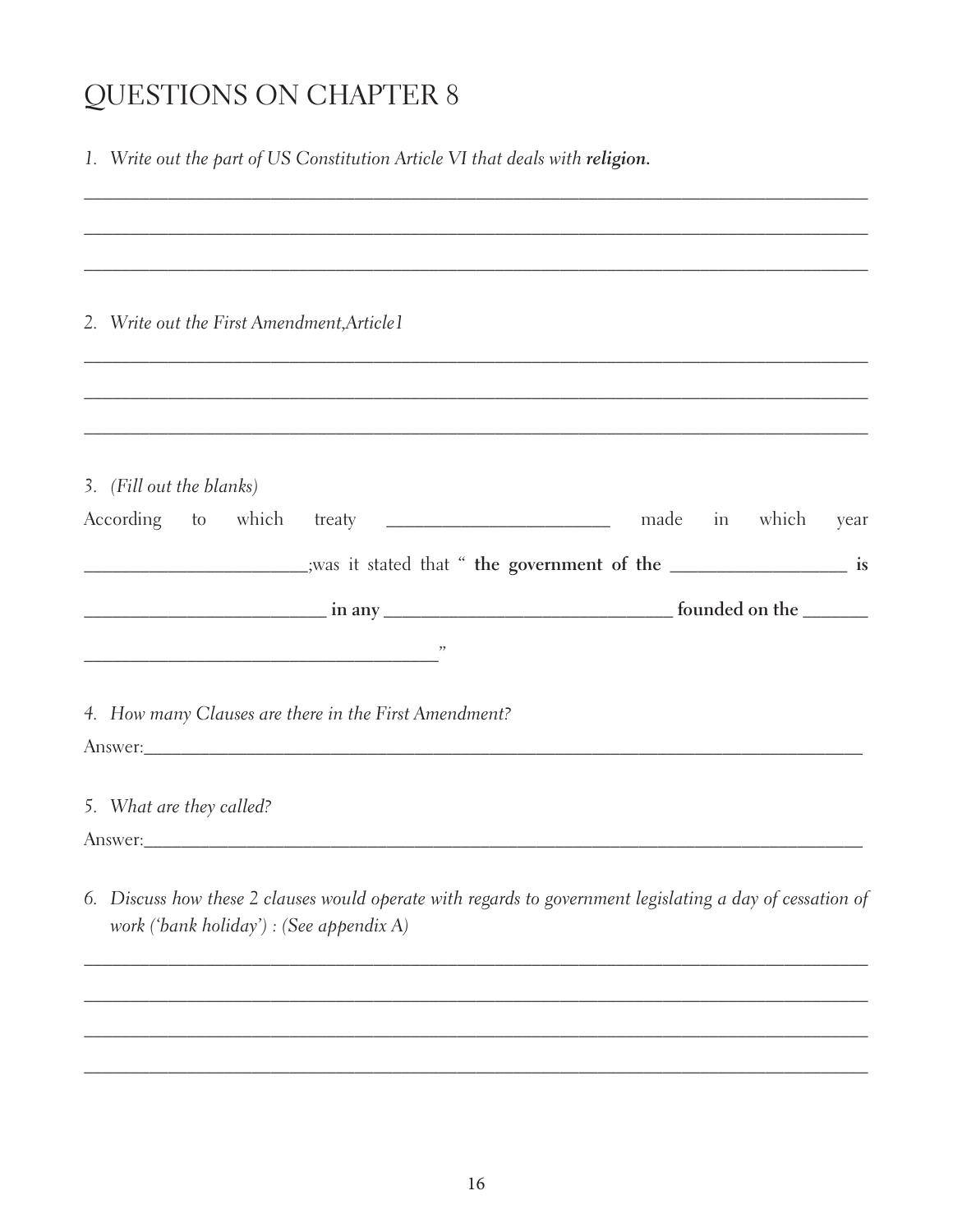# QUESTIONS ON CHAPTER 8

1. *Write out the part of US Constitution Article VI that deals with **religion.***

_______________________________________________________________________________

_______________________________________________________________________________

_______________________________________________________________________________

2. *Write out the First Amendment,Article1*

_______________________________________________________________________________

_______________________________________________________________________________

_______________________________________________________________________________

3. *(Fill out the blanks)*

According to which treaty ______________________ made in which year ______________________;was it stated that " **the government of the** __________________ **is** ________________________ **in any** ____________________________ **founded on the** _______ ___________________________________"

4. *How many Clauses are there in the First Amendment?*

Answer:_______________________________________________________________________

5. *What are they called?*

Answer:_______________________________________________________________________

6. *Discuss how these 2 clauses would operate with regards to government legislating a day of cessation of work ('bank holiday') : (See appendix A)*

_______________________________________________________________________________

_______________________________________________________________________________

_______________________________________________________________________________

_______________________________________________________________________________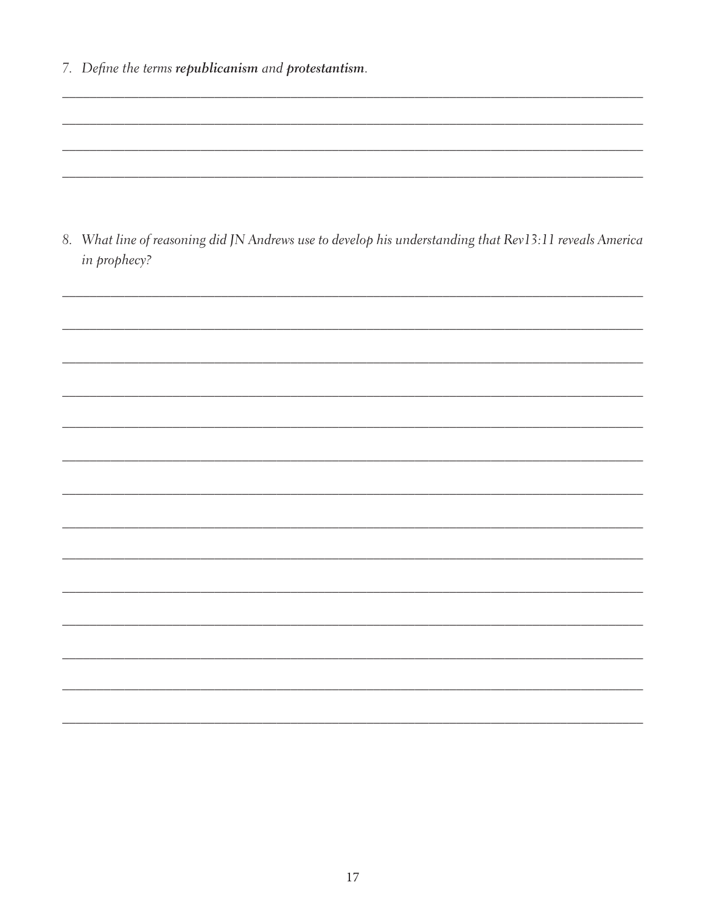7. *Define the terms* ***republicanism*** *and* ***protestantism****.*

8. *What line of reasoning did JN Andrews use to develop his understanding that Rev13:11 reveals America in prophecy?*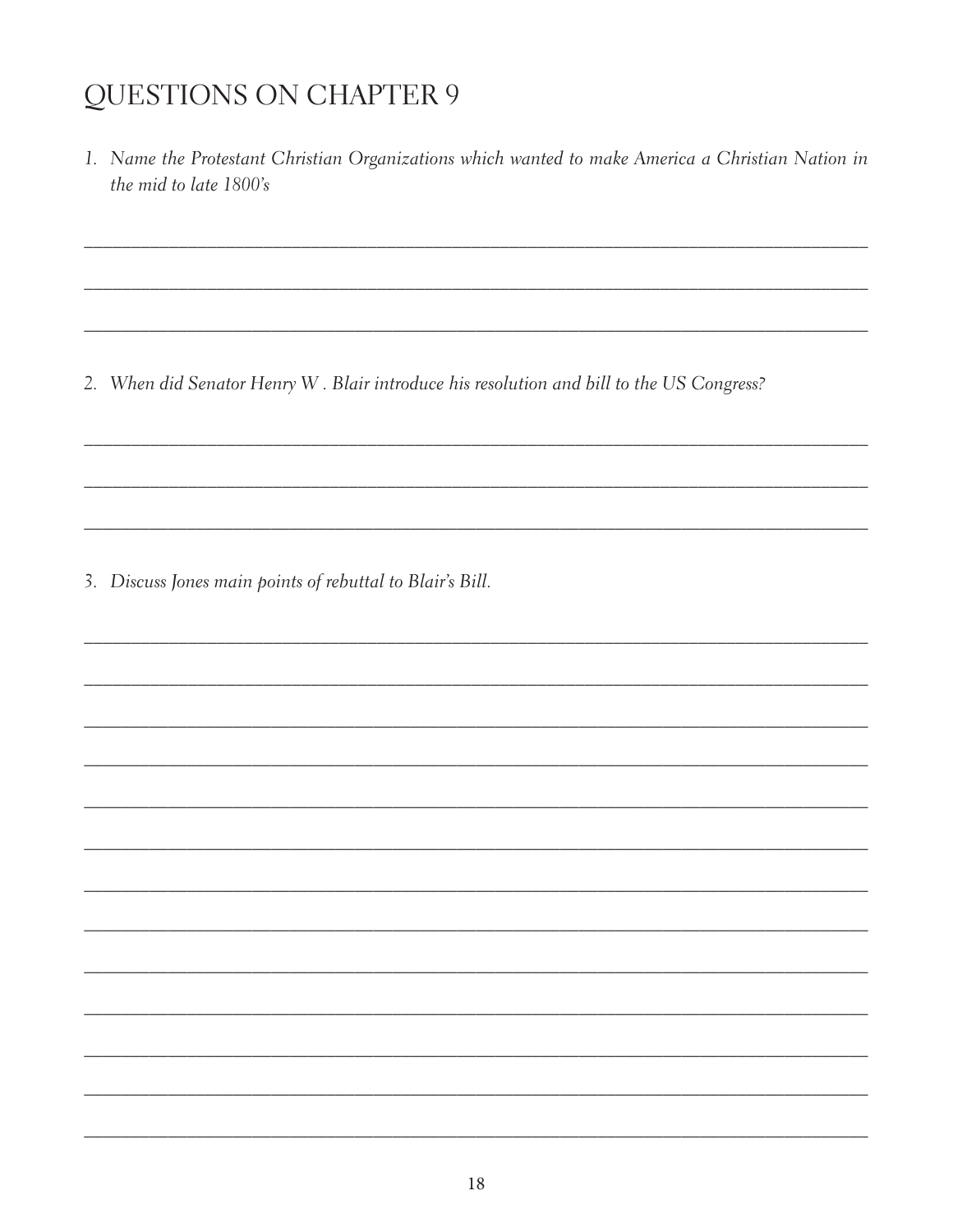# QUESTIONS ON CHAPTER 9

1. *Name the Protestant Christian Organizations which wanted to make America a Christian Nation in the mid to late 1800's*

2. *When did Senator Henry W . Blair introduce his resolution and bill to the US Congress?*

3. *Discuss Jones main points of rebuttal to Blair's Bill.*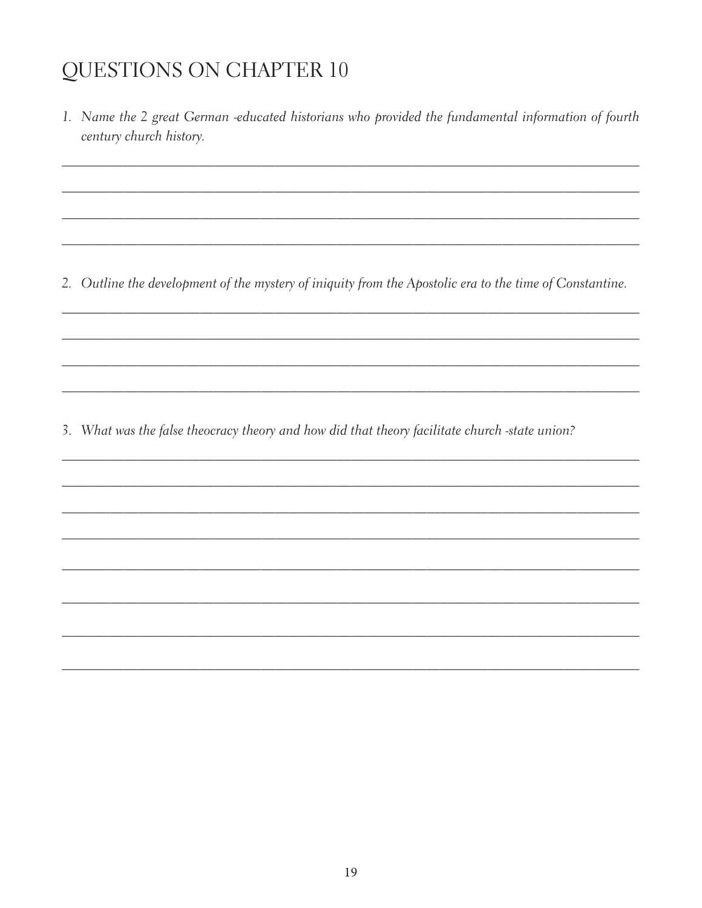# QUESTIONS ON CHAPTER 10

1. *Name the 2 great German -educated historians who provided the fundamental information of fourth century church history.*

2. *Outline the development of the mystery of iniquity from the Apostolic era to the time of Constantine.*

3. *What was the false theocracy theory and how did that theory facilitate church -state union?*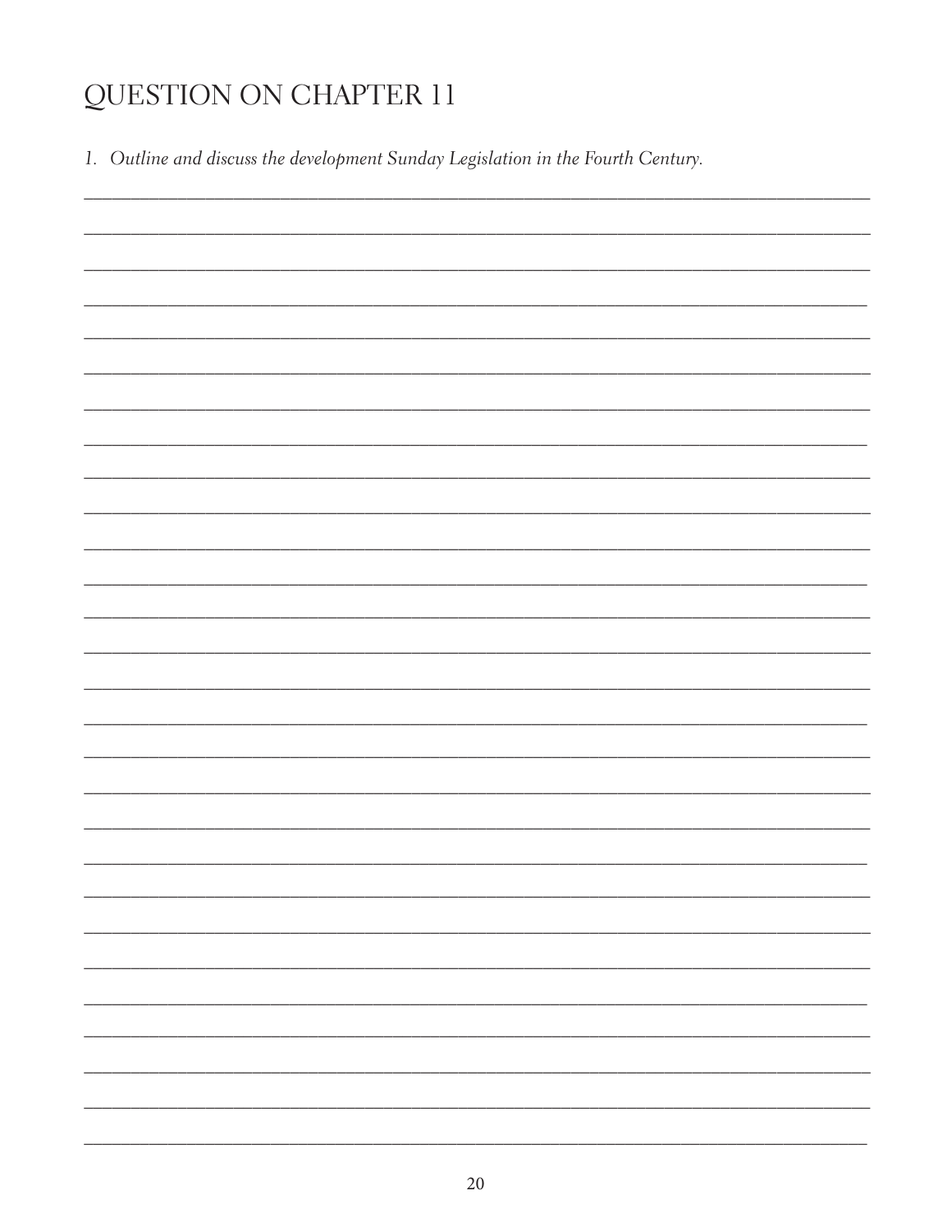# QUESTION ON CHAPTER 11

1. *Outline and discuss the development Sunday Legislation in the Fourth Century.*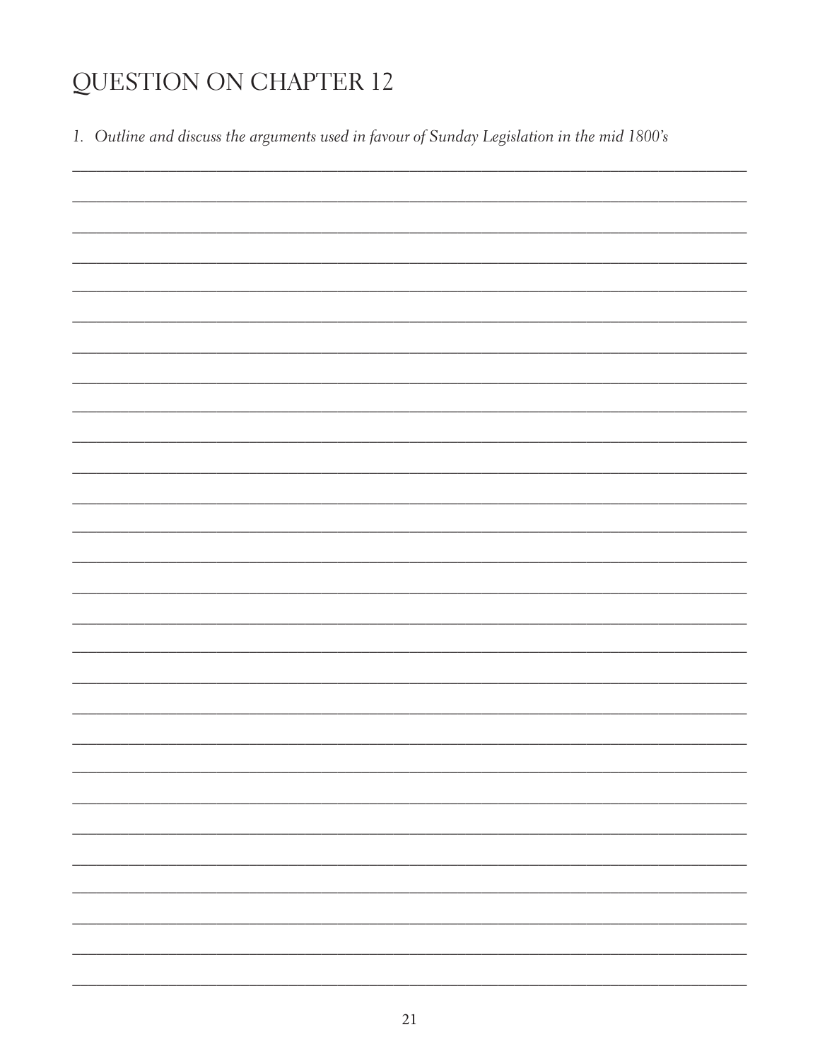# QUESTION ON CHAPTER 12

1. *Outline and discuss the arguments used in favour of Sunday Legislation in the mid 1800's*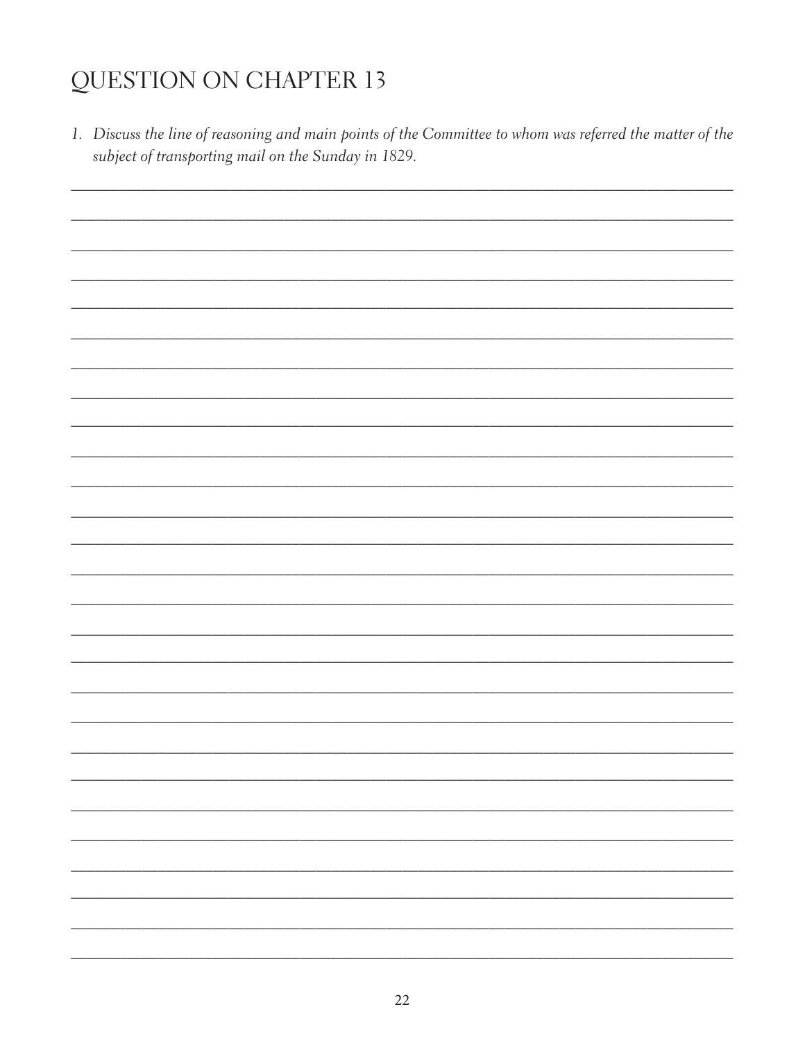# QUESTION ON CHAPTER 13

1. *Discuss the line of reasoning and main points of the Committee to whom was referred the matter of the subject of transporting mail on the Sunday in 1829.*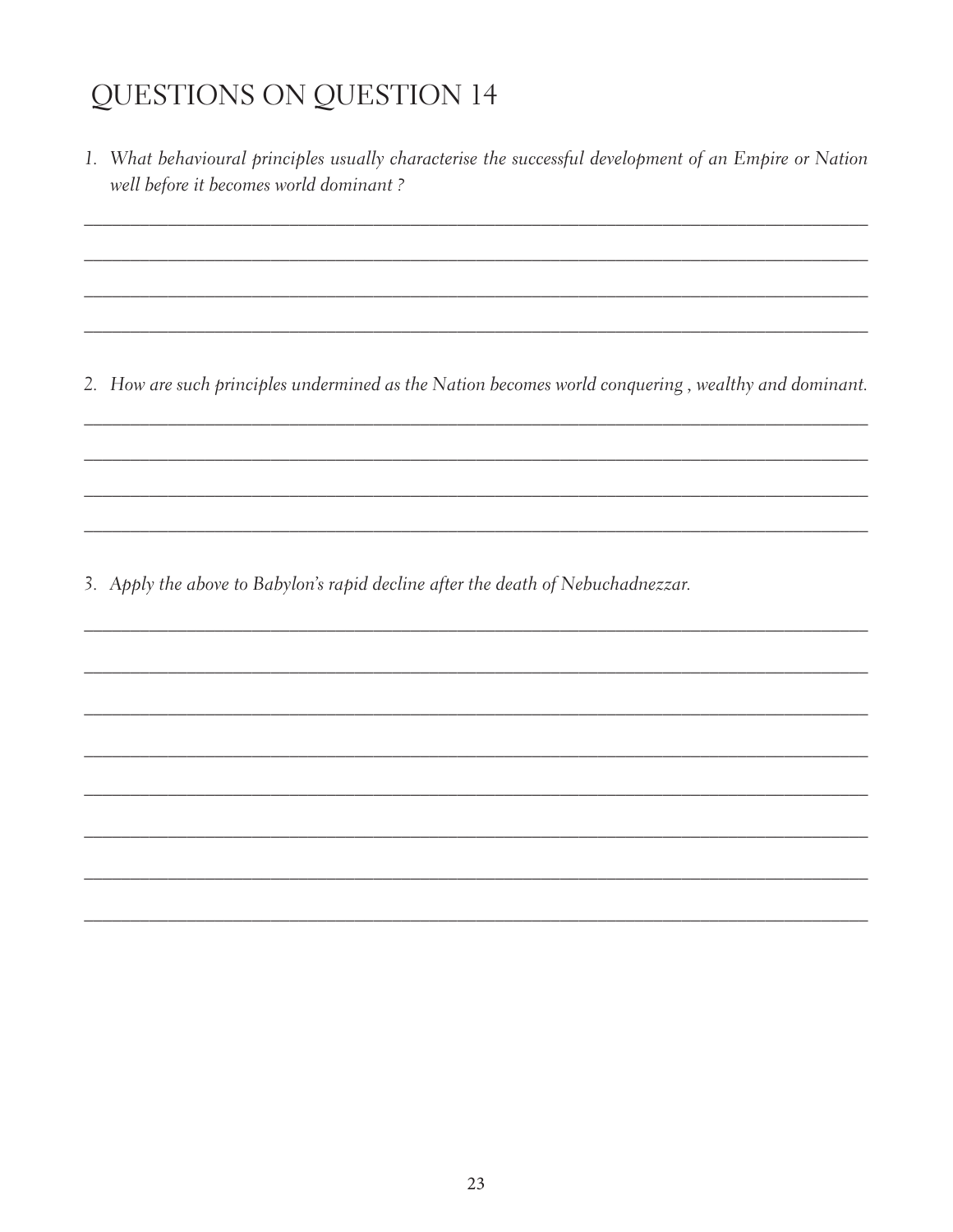# QUESTIONS ON QUESTION 14

1. *What behavioural principles usually characterise the successful development of an Empire or Nation well before it becomes world dominant ?*

2. *How are such principles undermined as the Nation becomes world conquering , wealthy and dominant.*

3. *Apply the above to Babylon's rapid decline after the death of Nebuchadnezzar.*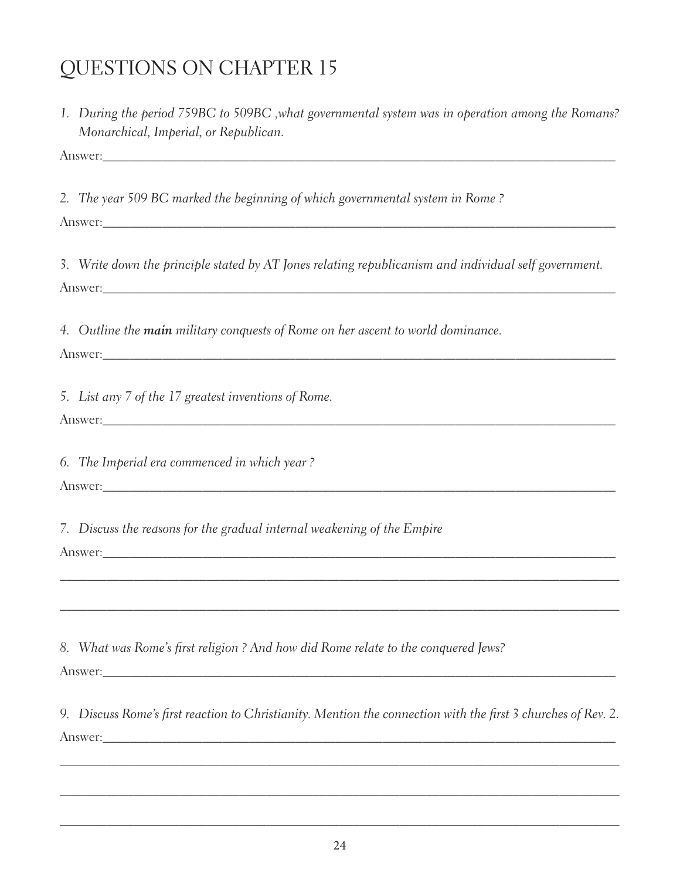# QUESTIONS ON CHAPTER 15

1. *During the period 759BC to 509BC ,what governmental system was in operation among the Romans? Monarchical, Imperial, or Republican.*

Answer:_______________________________________________________________________________

2. *The year 509 BC marked the beginning of which governmental system in Rome ?*

Answer:_______________________________________________________________________________

3. *Write down the principle stated by AT Jones relating republicanism and individual self government.*

Answer:_______________________________________________________________________________

4. *Outline the* ***main*** *military conquests of Rome on her ascent to world dominance.*

Answer:_______________________________________________________________________________

5. *List any 7 of the 17 greatest inventions of Rome.*

Answer:_______________________________________________________________________________

6. *The Imperial era commenced in which year ?*

Answer:_______________________________________________________________________________

7. *Discuss the reasons for the gradual internal weakening of the Empire*

Answer:_______________________________________________________________________________

_______________________________________________________________________________________

_______________________________________________________________________________________

8. *What was Rome's first religion ? And how did Rome relate to the conquered Jews?*

Answer:_______________________________________________________________________________

9. *Discuss Rome's first reaction to Christianity. Mention the connection with the first 3 churches of Rev. 2.*

Answer:_______________________________________________________________________________

_______________________________________________________________________________________

_______________________________________________________________________________________

_______________________________________________________________________________________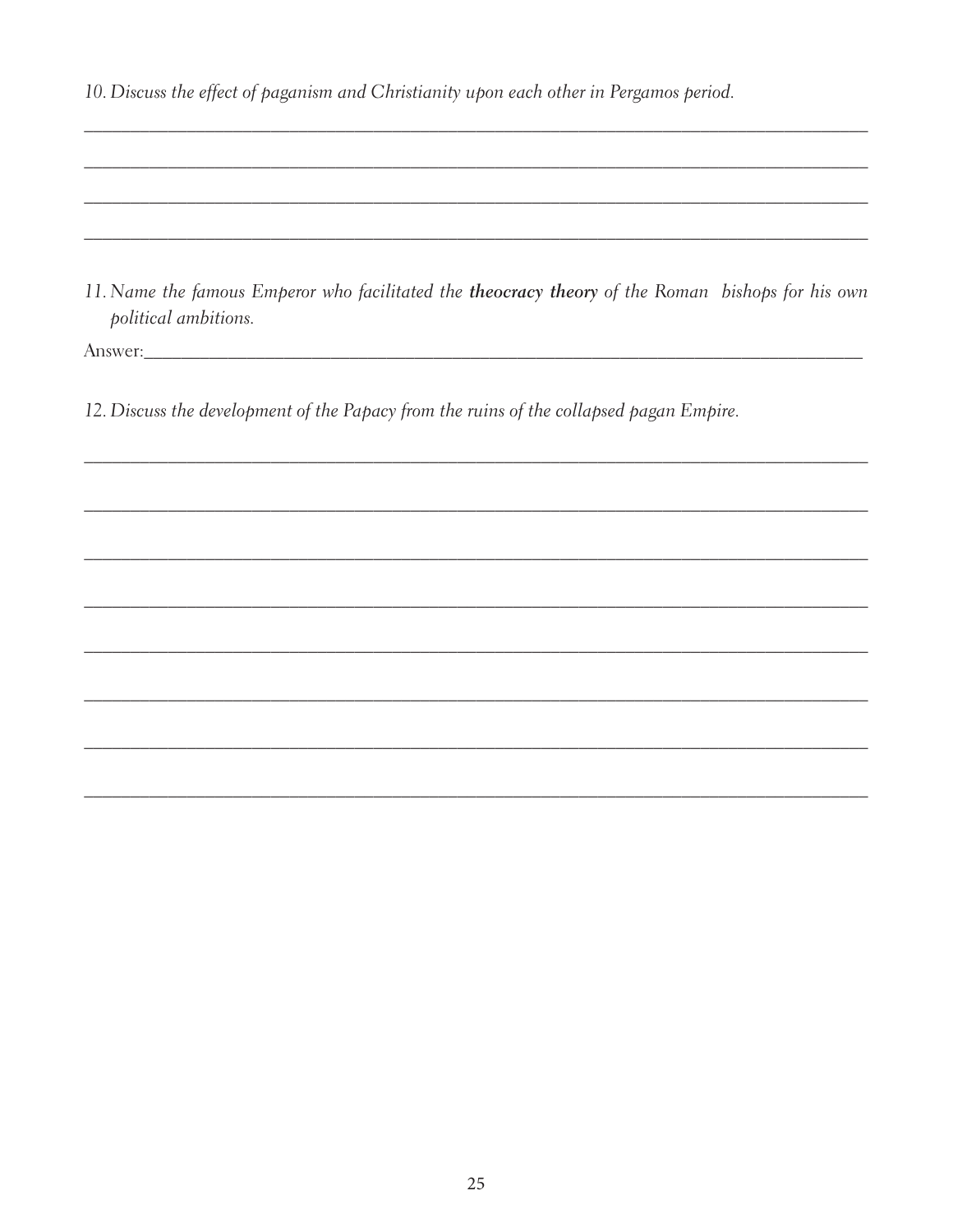*10. Discuss the effect of paganism and Christianity upon each other in Pergamos period.*

________________________________________________________________________________

________________________________________________________________________________

________________________________________________________________________________

________________________________________________________________________________

*11. Name the famous Emperor who facilitated the **theocracy theory** of the Roman bishops for his own political ambitions.*

Answer:______________________________________________________________________

*12. Discuss the development of the Papacy from the ruins of the collapsed pagan Empire.*

________________________________________________________________________________

________________________________________________________________________________

________________________________________________________________________________

________________________________________________________________________________

________________________________________________________________________________

________________________________________________________________________________

________________________________________________________________________________

________________________________________________________________________________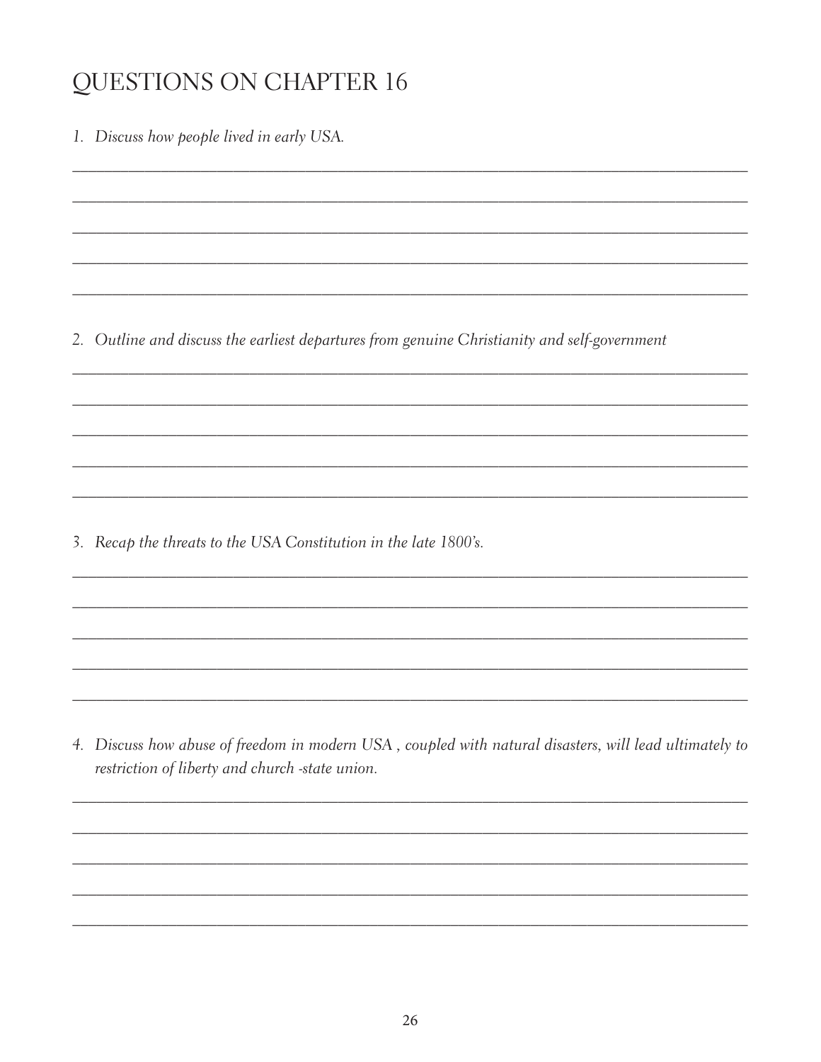# QUESTIONS ON CHAPTER 16

1. *Discuss how people lived in early USA.*

2. *Outline and discuss the earliest departures from genuine Christianity and self-government*

3. *Recap the threats to the USA Constitution in the late 1800's.*

4. *Discuss how abuse of freedom in modern USA , coupled with natural disasters, will lead ultimately to restriction of liberty and church -state union.*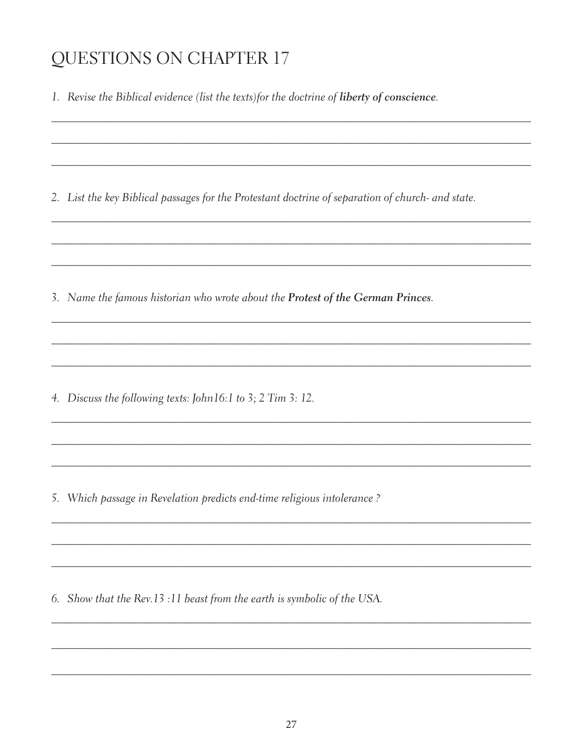# QUESTIONS ON CHAPTER 17

1. *Revise the Biblical evidence (list the texts)for the doctrine of* ***liberty of conscience****.*

2. *List the key Biblical passages for the Protestant doctrine of separation of church- and state.*

3. *Name the famous historian who wrote about the* ***Protest of the German Princes****.*

4. *Discuss the following texts: John16:1 to 3; 2 Tim 3: 12.*

5. *Which passage in Revelation predicts end-time religious intolerance ?*

6. *Show that the Rev.13 :11 beast from the earth is symbolic of the USA.*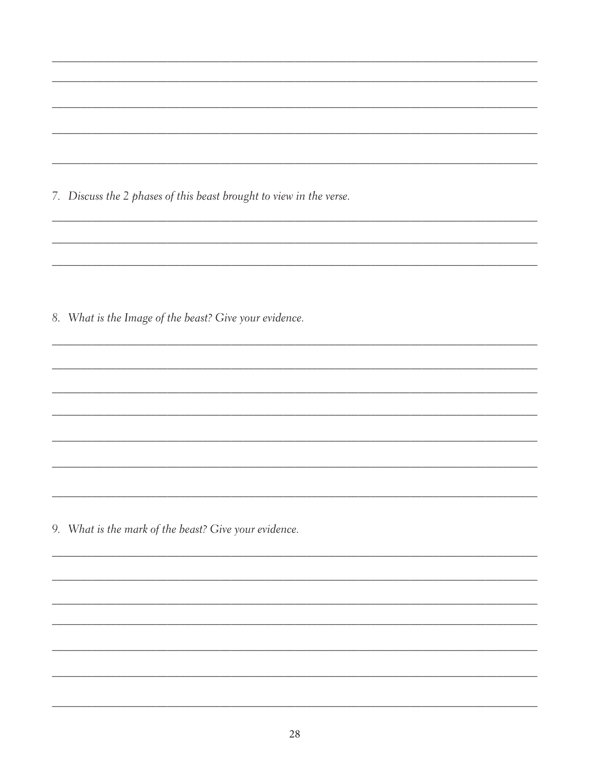7. *Discuss the 2 phases of this beast brought to view in the verse.*

8. *What is the Image of the beast? Give your evidence.*

9. *What is the mark of the beast? Give your evidence.*